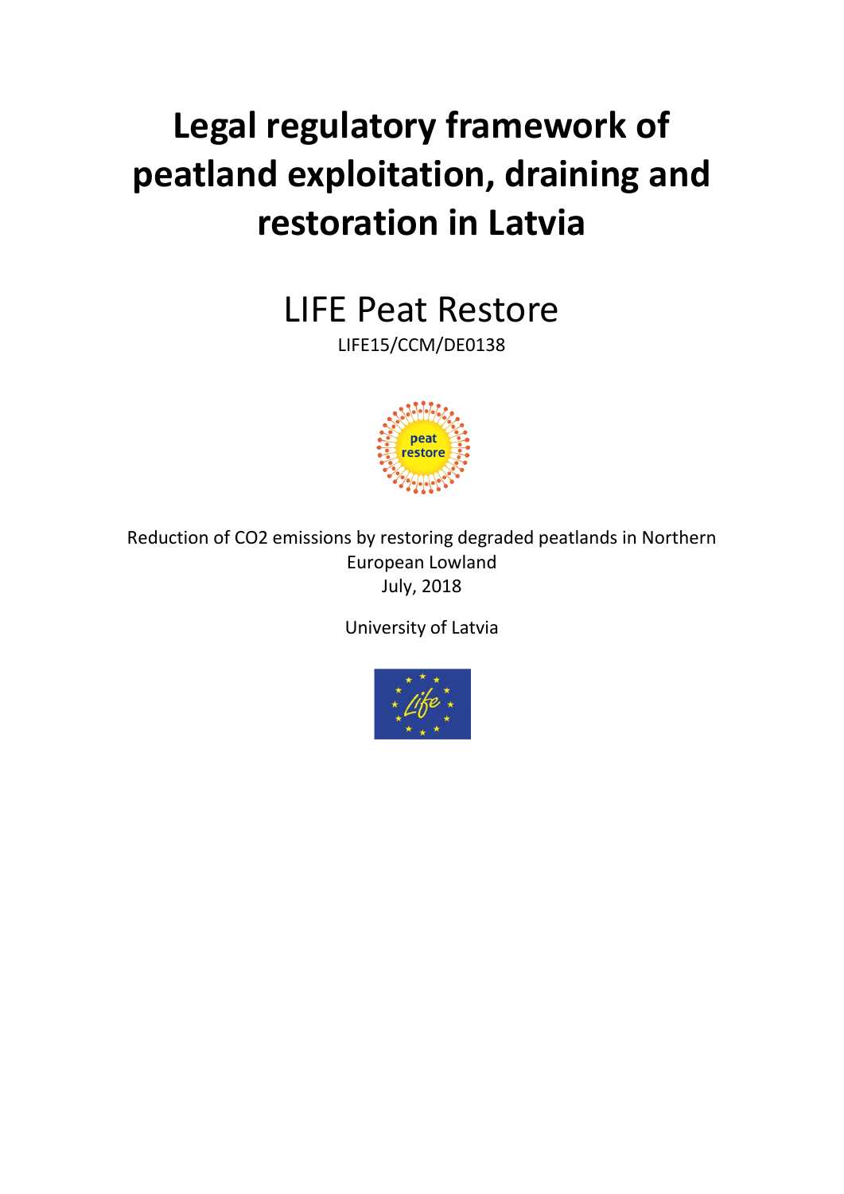# Legal regulatory framework of peatland exploitation, draining and restoration in Latvia

## LIFE Peat Restore

LIFE15/CCM/DE0138

Reduction of $CO_2$ emissions by restoring degraded peatlands in Northern European Lowland

July, 2018

University of Latvia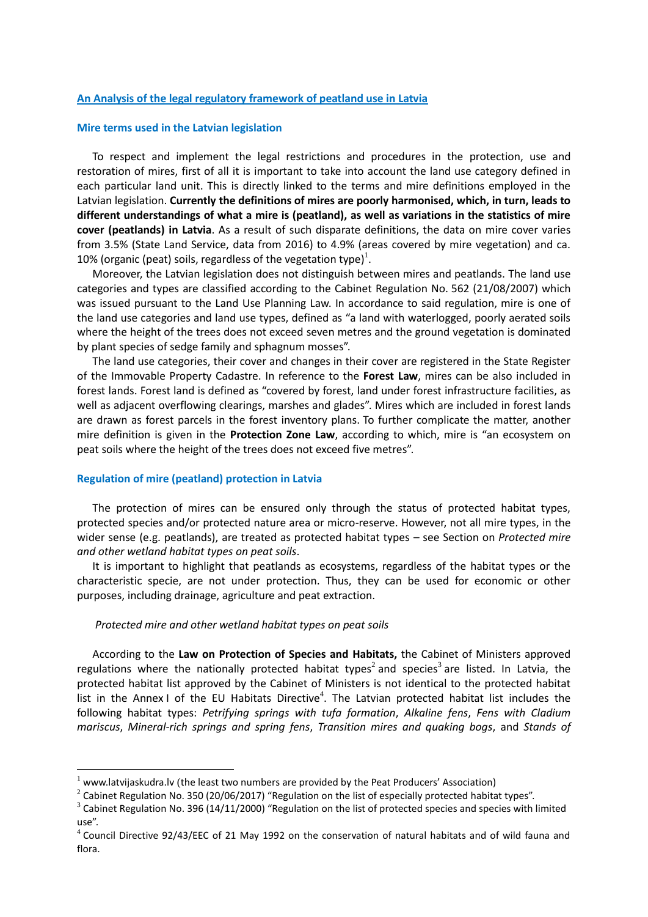## An Analysis of the legal regulatory framework of peatland use in Latvia

### Mire terms used in the Latvian legislation

To respect and implement the legal restrictions and procedures in the protection, use and restoration of mires, first of all it is important to take into account the land use category defined in each particular land unit. This is directly linked to the terms and mire definitions employed in the Latvian legislation. **Currently the definitions of mires are poorly harmonised, which, in turn, leads to different understandings of what a mire is (peatland), as well as variations in the statistics of mire cover (peatlands) in Latvia**. As a result of such disparate definitions, the data on mire cover varies from 3.5% (State Land Service, data from 2016) to 4.9% (areas covered by mire vegetation) and ca. 10% (organic (peat) soils, regardless of the vegetation type)[1].

Moreover, the Latvian legislation does not distinguish between mires and peatlands. The land use categories and types are classified according to the Cabinet Regulation No. 562 (21/08/2007) which was issued pursuant to the Land Use Planning Law. In accordance to said regulation, mire is one of the land use categories and land use types, defined as "a land with waterlogged, poorly aerated soils where the height of the trees does not exceed seven metres and the ground vegetation is dominated by plant species of sedge family and sphagnum mosses".

The land use categories, their cover and changes in their cover are registered in the State Register of the Immovable Property Cadastre. In reference to the **Forest Law**, mires can be also included in forest lands. Forest land is defined as "covered by forest, land under forest infrastructure facilities, as well as adjacent overflowing clearings, marshes and glades". Mires which are included in forest lands are drawn as forest parcels in the forest inventory plans. To further complicate the matter, another mire definition is given in the **Protection Zone Law**, according to which, mire is "an ecosystem on peat soils where the height of the trees does not exceed five metres".

### Regulation of mire (peatland) protection in Latvia

The protection of mires can be ensured only through the status of protected habitat types, protected species and/or protected nature area or micro-reserve. However, not all mire types, in the wider sense (e.g. peatlands), are treated as protected habitat types – see Section on *Protected mire and other wetland habitat types on peat soils*.

It is important to highlight that peatlands as ecosystems, regardless of the habitat types or the characteristic specie, are not under protection. Thus, they can be used for economic or other purposes, including drainage, agriculture and peat extraction.

#### *Protected mire and other wetland habitat types on peat soils*

According to the **Law on Protection of Species and Habitats,** the Cabinet of Ministers approved regulations where the nationally protected habitat types[2] and species[3] are listed. In Latvia, the protected habitat list approved by the Cabinet of Ministers is not identical to the protected habitat list in the Annex I of the EU Habitats Directive[4]. The Latvian protected habitat list includes the following habitat types: *Petrifying springs with tufa formation*, *Alkaline fens*, *Fens with Cladium mariscus*, *Mineral-rich springs and spring fens*, *Transition mires and quaking bogs*, and *Stands of*

---

[1] www.latvijaskudra.lv (the least two numbers are provided by the Peat Producers' Association)

[2] Cabinet Regulation No. 350 (20/06/2017) "Regulation on the list of especially protected habitat types".

[3] Cabinet Regulation No. 396 (14/11/2000) "Regulation on the list of protected species and species with limited use".

[4] Council Directive 92/43/EEC of 21 May 1992 on the conservation of natural habitats and of wild fauna and flora.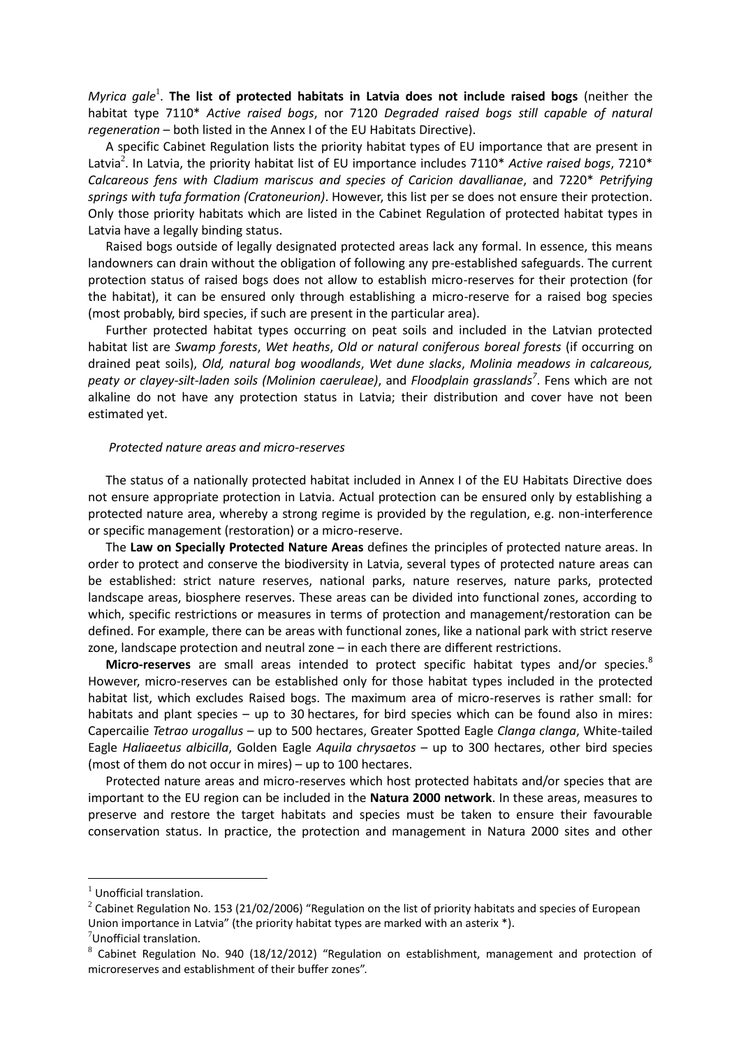*Myrica gale*[1]. **The list of protected habitats in Latvia does not include raised bogs** (neither the habitat type 7110* *Active raised bogs*, nor 7120 *Degraded raised bogs still capable of natural regeneration* – both listed in the Annex I of the EU Habitats Directive).

A specific Cabinet Regulation lists the priority habitat types of EU importance that are present in Latvia[2]. In Latvia, the priority habitat list of EU importance includes 7110* *Active raised bogs*, 7210* *Calcareous fens with Cladium mariscus and species of Caricion davallianae*, and 7220* *Petrifying springs with tufa formation (Cratoneurion)*. However, this list per se does not ensure their protection. Only those priority habitats which are listed in the Cabinet Regulation of protected habitat types in Latvia have a legally binding status.

Raised bogs outside of legally designated protected areas lack any formal. In essence, this means landowners can drain without the obligation of following any pre-established safeguards. The current protection status of raised bogs does not allow to establish micro-reserves for their protection (for the habitat), it can be ensured only through establishing a micro-reserve for a raised bog species (most probably, bird species, if such are present in the particular area).

Further protected habitat types occurring on peat soils and included in the Latvian protected habitat list are *Swamp forests*, *Wet heaths*, *Old or natural coniferous boreal forests* (if occurring on drained peat soils), *Old, natural bog woodlands*, *Wet dune slacks*, *Molinia meadows in calcareous, peaty or clayey-silt-laden soils (Molinion caeruleae)*, and *Floodplain grasslands*[7]. Fens which are not alkaline do not have any protection status in Latvia; their distribution and cover have not been estimated yet.

*Protected nature areas and micro-reserves*

The status of a nationally protected habitat included in Annex I of the EU Habitats Directive does not ensure appropriate protection in Latvia. Actual protection can be ensured only by establishing a protected nature area, whereby a strong regime is provided by the regulation, e.g. non-interference or specific management (restoration) or a micro-reserve.

The **Law on Specially Protected Nature Areas** defines the principles of protected nature areas. In order to protect and conserve the biodiversity in Latvia, several types of protected nature areas can be established: strict nature reserves, national parks, nature reserves, nature parks, protected landscape areas, biosphere reserves. These areas can be divided into functional zones, according to which, specific restrictions or measures in terms of protection and management/restoration can be defined. For example, there can be areas with functional zones, like a national park with strict reserve zone, landscape protection and neutral zone – in each there are different restrictions.

**Micro-reserves** are small areas intended to protect specific habitat types and/or species.[8] However, micro-reserves can be established only for those habitat types included in the protected habitat list, which excludes Raised bogs. The maximum area of micro-reserves is rather small: for habitats and plant species – up to 30 hectares, for bird species which can be found also in mires: Capercailie *Tetrao urogallus* – up to 500 hectares, Greater Spotted Eagle *Clanga clanga*, White-tailed Eagle *Haliaeetus albicilla*, Golden Eagle *Aquila chrysaetos* – up to 300 hectares, other bird species (most of them do not occur in mires) – up to 100 hectares.

Protected nature areas and micro-reserves which host protected habitats and/or species that are important to the EU region can be included in the **Natura 2000 network**. In these areas, measures to preserve and restore the target habitats and species must be taken to ensure their favourable conservation status. In practice, the protection and management in Natura 2000 sites and other

---

[1] Unofficial translation.

[2] Cabinet Regulation No. 153 (21/02/2006) "Regulation on the list of priority habitats and species of European Union importance in Latvia" (the priority habitat types are marked with an asterix *).

[7] Unofficial translation.

[8] Cabinet Regulation No. 940 (18/12/2012) "Regulation on establishment, management and protection of microreserves and establishment of their buffer zones".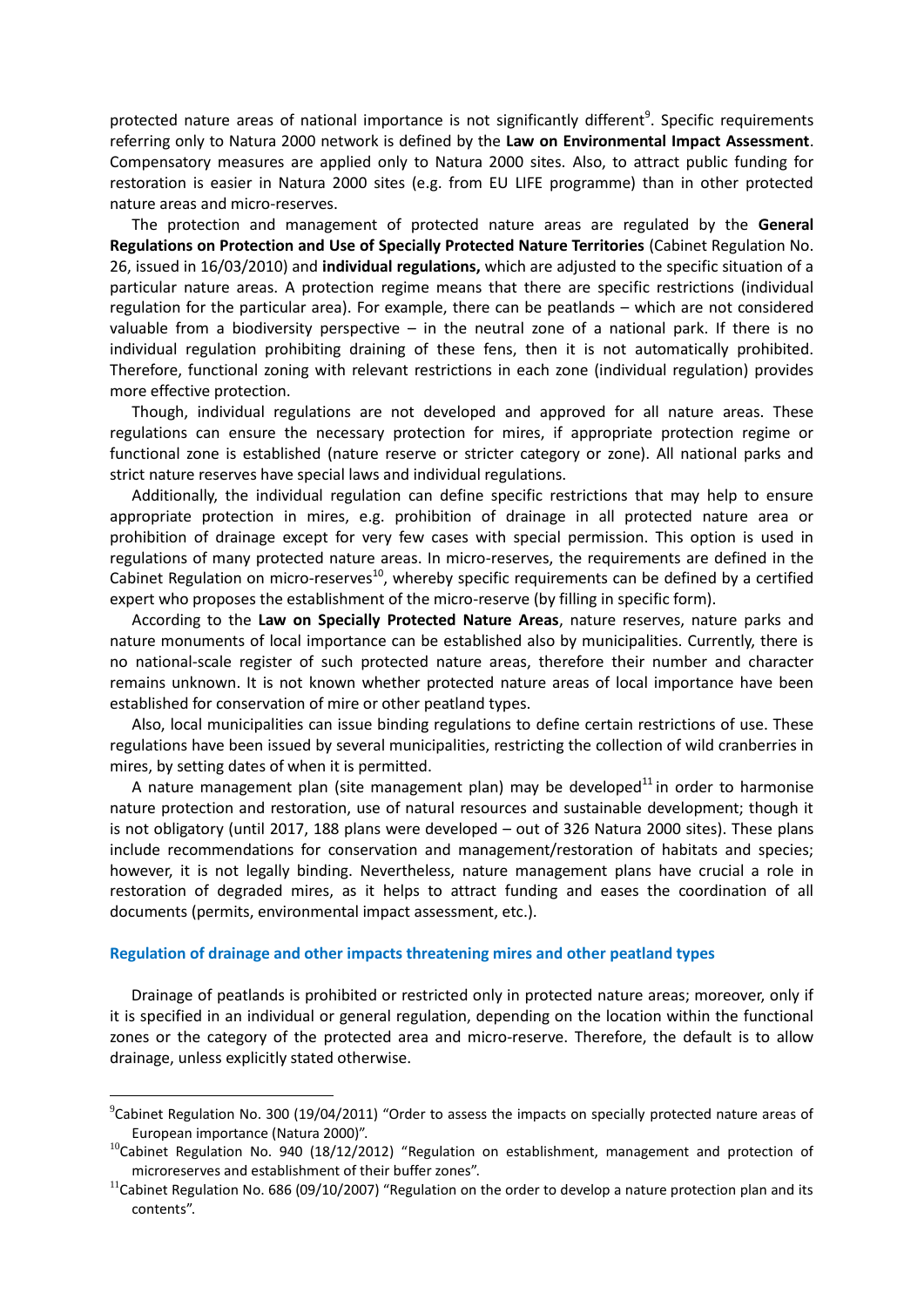protected nature areas of national importance is not significantly different[9]. Specific requirements referring only to Natura 2000 network is defined by the **Law on Environmental Impact Assessment**. Compensatory measures are applied only to Natura 2000 sites. Also, to attract public funding for restoration is easier in Natura 2000 sites (e.g. from EU LIFE programme) than in other protected nature areas and micro-reserves.

The protection and management of protected nature areas are regulated by the **General Regulations on Protection and Use of Specially Protected Nature Territories** (Cabinet Regulation No. 26, issued in 16/03/2010) and **individual regulations,** which are adjusted to the specific situation of a particular nature areas. A protection regime means that there are specific restrictions (individual regulation for the particular area). For example, there can be peatlands – which are not considered valuable from a biodiversity perspective – in the neutral zone of a national park. If there is no individual regulation prohibiting draining of these fens, then it is not automatically prohibited. Therefore, functional zoning with relevant restrictions in each zone (individual regulation) provides more effective protection.

Though, individual regulations are not developed and approved for all nature areas. These regulations can ensure the necessary protection for mires, if appropriate protection regime or functional zone is established (nature reserve or stricter category or zone). All national parks and strict nature reserves have special laws and individual regulations.

Additionally, the individual regulation can define specific restrictions that may help to ensure appropriate protection in mires, e.g. prohibition of drainage in all protected nature area or prohibition of drainage except for very few cases with special permission. This option is used in regulations of many protected nature areas. In micro-reserves, the requirements are defined in the Cabinet Regulation on micro-reserves[10], whereby specific requirements can be defined by a certified expert who proposes the establishment of the micro-reserve (by filling in specific form).

According to the **Law on Specially Protected Nature Areas**, nature reserves, nature parks and nature monuments of local importance can be established also by municipalities. Currently, there is no national-scale register of such protected nature areas, therefore their number and character remains unknown. It is not known whether protected nature areas of local importance have been established for conservation of mire or other peatland types.

Also, local municipalities can issue binding regulations to define certain restrictions of use. These regulations have been issued by several municipalities, restricting the collection of wild cranberries in mires, by setting dates of when it is permitted.

A nature management plan (site management plan) may be developed[11] in order to harmonise nature protection and restoration, use of natural resources and sustainable development; though it is not obligatory (until 2017, 188 plans were developed – out of 326 Natura 2000 sites). These plans include recommendations for conservation and management/restoration of habitats and species; however, it is not legally binding. Nevertheless, nature management plans have crucial a role in restoration of degraded mires, as it helps to attract funding and eases the coordination of all documents (permits, environmental impact assessment, etc.).

### Regulation of drainage and other impacts threatening mires and other peatland types

Drainage of peatlands is prohibited or restricted only in protected nature areas; moreover, only if it is specified in an individual or general regulation, depending on the location within the functional zones or the category of the protected area and micro-reserve. Therefore, the default is to allow drainage, unless explicitly stated otherwise.

---

[9] Cabinet Regulation No. 300 (19/04/2011) "Order to assess the impacts on specially protected nature areas of European importance (Natura 2000)".

[10] Cabinet Regulation No. 940 (18/12/2012) "Regulation on establishment, management and protection of microreserves and establishment of their buffer zones".

[11] Cabinet Regulation No. 686 (09/10/2007) "Regulation on the order to develop a nature protection plan and its contents".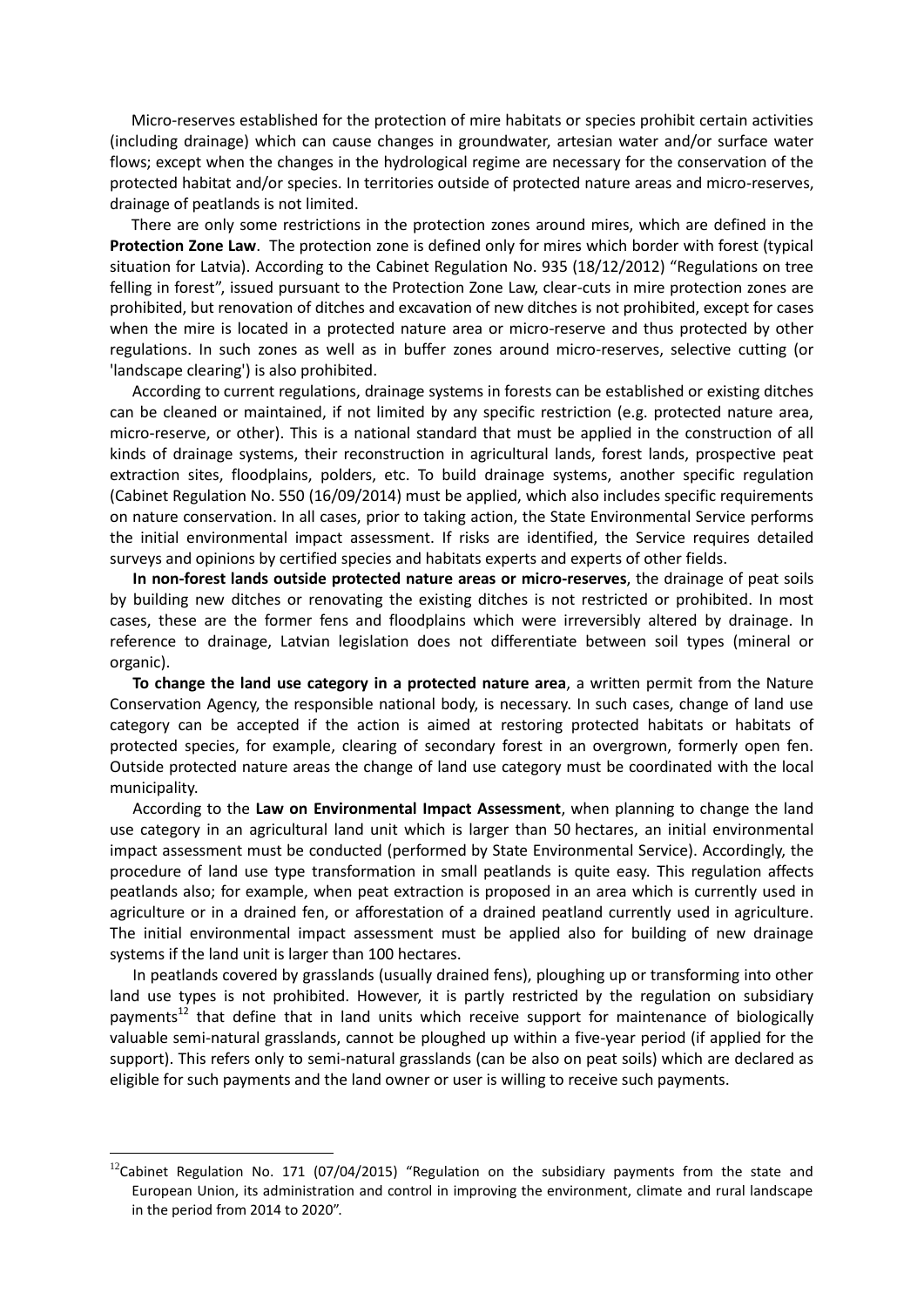Micro-reserves established for the protection of mire habitats or species prohibit certain activities (including drainage) which can cause changes in groundwater, artesian water and/or surface water flows; except when the changes in the hydrological regime are necessary for the conservation of the protected habitat and/or species. In territories outside of protected nature areas and micro-reserves, drainage of peatlands is not limited.

There are only some restrictions in the protection zones around mires, which are defined in the **Protection Zone Law**. The protection zone is defined only for mires which border with forest (typical situation for Latvia). According to the Cabinet Regulation No. 935 (18/12/2012) "Regulations on tree felling in forest", issued pursuant to the Protection Zone Law, clear-cuts in mire protection zones are prohibited, but renovation of ditches and excavation of new ditches is not prohibited, except for cases when the mire is located in a protected nature area or micro-reserve and thus protected by other regulations. In such zones as well as in buffer zones around micro-reserves, selective cutting (or 'landscape clearing') is also prohibited.

According to current regulations, drainage systems in forests can be established or existing ditches can be cleaned or maintained, if not limited by any specific restriction (e.g. protected nature area, micro-reserve, or other). This is a national standard that must be applied in the construction of all kinds of drainage systems, their reconstruction in agricultural lands, forest lands, prospective peat extraction sites, floodplains, polders, etc. To build drainage systems, another specific regulation (Cabinet Regulation No. 550 (16/09/2014) must be applied, which also includes specific requirements on nature conservation. In all cases, prior to taking action, the State Environmental Service performs the initial environmental impact assessment. If risks are identified, the Service requires detailed surveys and opinions by certified species and habitats experts and experts of other fields.

**In non-forest lands outside protected nature areas or micro-reserves**, the drainage of peat soils by building new ditches or renovating the existing ditches is not restricted or prohibited. In most cases, these are the former fens and floodplains which were irreversibly altered by drainage. In reference to drainage, Latvian legislation does not differentiate between soil types (mineral or organic).

**To change the land use category in a protected nature area**, a written permit from the Nature Conservation Agency, the responsible national body, is necessary. In such cases, change of land use category can be accepted if the action is aimed at restoring protected habitats or habitats of protected species, for example, clearing of secondary forest in an overgrown, formerly open fen. Outside protected nature areas the change of land use category must be coordinated with the local municipality.

According to the **Law on Environmental Impact Assessment**, when planning to change the land use category in an agricultural land unit which is larger than 50 hectares, an initial environmental impact assessment must be conducted (performed by State Environmental Service). Accordingly, the procedure of land use type transformation in small peatlands is quite easy. This regulation affects peatlands also; for example, when peat extraction is proposed in an area which is currently used in agriculture or in a drained fen, or afforestation of a drained peatland currently used in agriculture. The initial environmental impact assessment must be applied also for building of new drainage systems if the land unit is larger than 100 hectares.

In peatlands covered by grasslands (usually drained fens), ploughing up or transforming into other land use types is not prohibited. However, it is partly restricted by the regulation on subsidiary payments[12] that define that in land units which receive support for maintenance of biologically valuable semi-natural grasslands, cannot be ploughed up within a five-year period (if applied for the support). This refers only to semi-natural grasslands (can be also on peat soils) which are declared as eligible for such payments and the land owner or user is willing to receive such payments.

---

[12] Cabinet Regulation No. 171 (07/04/2015) "Regulation on the subsidiary payments from the state and European Union, its administration and control in improving the environment, climate and rural landscape in the period from 2014 to 2020".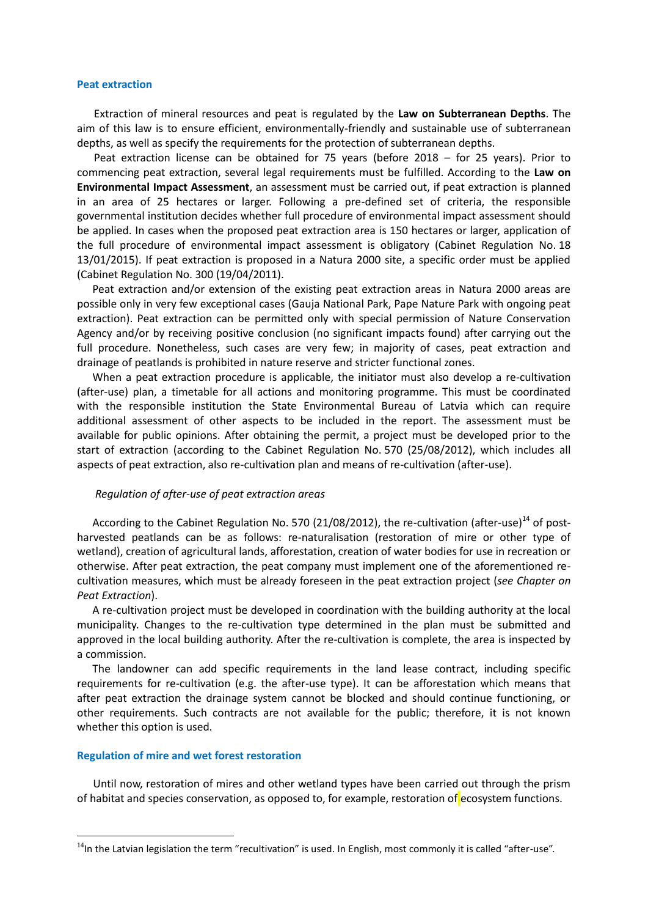## Peat extraction

Extraction of mineral resources and peat is regulated by the **Law on Subterranean Depths**. The aim of this law is to ensure efficient, environmentally-friendly and sustainable use of subterranean depths, as well as specify the requirements for the protection of subterranean depths.

Peat extraction license can be obtained for 75 years (before 2018 – for 25 years). Prior to commencing peat extraction, several legal requirements must be fulfilled. According to the **Law on Environmental Impact Assessment**, an assessment must be carried out, if peat extraction is planned in an area of 25 hectares or larger. Following a pre-defined set of criteria, the responsible governmental institution decides whether full procedure of environmental impact assessment should be applied. In cases when the proposed peat extraction area is 150 hectares or larger, application of the full procedure of environmental impact assessment is obligatory (Cabinet Regulation No. 18 13/01/2015). If peat extraction is proposed in a Natura 2000 site, a specific order must be applied (Cabinet Regulation No. 300 (19/04/2011).

Peat extraction and/or extension of the existing peat extraction areas in Natura 2000 areas are possible only in very few exceptional cases (Gauja National Park, Pape Nature Park with ongoing peat extraction). Peat extraction can be permitted only with special permission of Nature Conservation Agency and/or by receiving positive conclusion (no significant impacts found) after carrying out the full procedure. Nonetheless, such cases are very few; in majority of cases, peat extraction and drainage of peatlands is prohibited in nature reserve and stricter functional zones.

When a peat extraction procedure is applicable, the initiator must also develop a re-cultivation (after-use) plan, a timetable for all actions and monitoring programme. This must be coordinated with the responsible institution the State Environmental Bureau of Latvia which can require additional assessment of other aspects to be included in the report. The assessment must be available for public opinions. After obtaining the permit, a project must be developed prior to the start of extraction (according to the Cabinet Regulation No. 570 (25/08/2012), which includes all aspects of peat extraction, also re-cultivation plan and means of re-cultivation (after-use).

### *Regulation of after-use of peat extraction areas*

According to the Cabinet Regulation No. 570 (21/08/2012), the re-cultivation (after-use)[14] of post-harvested peatlands can be as follows: re-naturalisation (restoration of mire or other type of wetland), creation of agricultural lands, afforestation, creation of water bodies for use in recreation or otherwise. After peat extraction, the peat company must implement one of the aforementioned re-cultivation measures, which must be already foreseen in the peat extraction project (*see Chapter on Peat Extraction*).

A re-cultivation project must be developed in coordination with the building authority at the local municipality. Changes to the re-cultivation type determined in the plan must be submitted and approved in the local building authority. After the re-cultivation is complete, the area is inspected by a commission.

The landowner can add specific requirements in the land lease contract, including specific requirements for re-cultivation (e.g. the after-use type). It can be afforestation which means that after peat extraction the drainage system cannot be blocked and should continue functioning, or other requirements. Such contracts are not available for the public; therefore, it is not known whether this option is used.

## Regulation of mire and wet forest restoration

Until now, restoration of mires and other wetland types have been carried out through the prism of habitat and species conservation, as opposed to, for example, restoration of ecosystem functions.

[14] In the Latvian legislation the term "recultivation" is used. In English, most commonly it is called "after-use".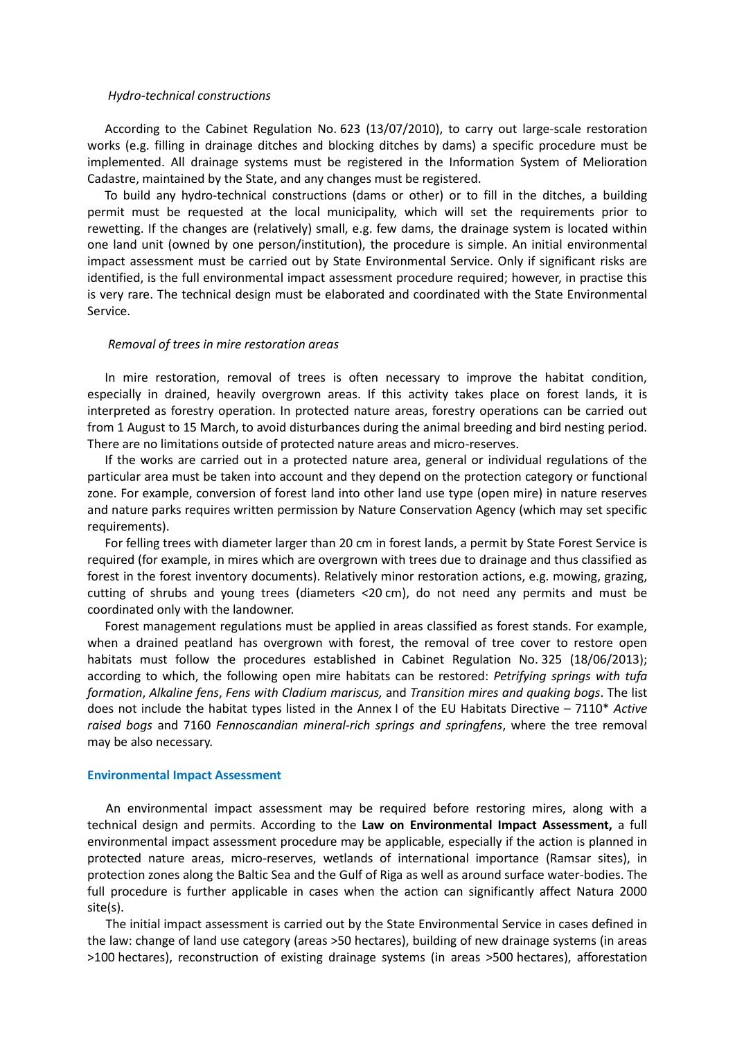*Hydro-technical constructions*

According to the Cabinet Regulation No. 623 (13/07/2010), to carry out large-scale restoration works (e.g. filling in drainage ditches and blocking ditches by dams) a specific procedure must be implemented. All drainage systems must be registered in the Information System of Melioration Cadastre, maintained by the State, and any changes must be registered.

To build any hydro-technical constructions (dams or other) or to fill in the ditches, a building permit must be requested at the local municipality, which will set the requirements prior to rewetting. If the changes are (relatively) small, e.g. few dams, the drainage system is located within one land unit (owned by one person/institution), the procedure is simple. An initial environmental impact assessment must be carried out by State Environmental Service. Only if significant risks are identified, is the full environmental impact assessment procedure required; however, in practise this is very rare. The technical design must be elaborated and coordinated with the State Environmental Service.

*Removal of trees in mire restoration areas*

In mire restoration, removal of trees is often necessary to improve the habitat condition, especially in drained, heavily overgrown areas. If this activity takes place on forest lands, it is interpreted as forestry operation. In protected nature areas, forestry operations can be carried out from 1 August to 15 March, to avoid disturbances during the animal breeding and bird nesting period. There are no limitations outside of protected nature areas and micro-reserves.

If the works are carried out in a protected nature area, general or individual regulations of the particular area must be taken into account and they depend on the protection category or functional zone. For example, conversion of forest land into other land use type (open mire) in nature reserves and nature parks requires written permission by Nature Conservation Agency (which may set specific requirements).

For felling trees with diameter larger than 20 cm in forest lands, a permit by State Forest Service is required (for example, in mires which are overgrown with trees due to drainage and thus classified as forest in the forest inventory documents). Relatively minor restoration actions, e.g. mowing, grazing, cutting of shrubs and young trees (diameters <20 cm), do not need any permits and must be coordinated only with the landowner.

Forest management regulations must be applied in areas classified as forest stands. For example, when a drained peatland has overgrown with forest, the removal of tree cover to restore open habitats must follow the procedures established in Cabinet Regulation No. 325 (18/06/2013); according to which, the following open mire habitats can be restored: *Petrifying springs with tufa formation*, *Alkaline fens*, *Fens with Cladium mariscus,* and *Transition mires and quaking bogs*. The list does not include the habitat types listed in the Annex I of the EU Habitats Directive – 7110* *Active raised bogs* and 7160 *Fennoscandian mineral-rich springs and springfens*, where the tree removal may be also necessary.

## Environmental Impact Assessment

An environmental impact assessment may be required before restoring mires, along with a technical design and permits. According to the **Law on Environmental Impact Assessment,** a full environmental impact assessment procedure may be applicable, especially if the action is planned in protected nature areas, micro-reserves, wetlands of international importance (Ramsar sites), in protection zones along the Baltic Sea and the Gulf of Riga as well as around surface water-bodies. The full procedure is further applicable in cases when the action can significantly affect Natura 2000 site(s).

The initial impact assessment is carried out by the State Environmental Service in cases defined in the law: change of land use category (areas >50 hectares), building of new drainage systems (in areas >100 hectares), reconstruction of existing drainage systems (in areas >500 hectares), afforestation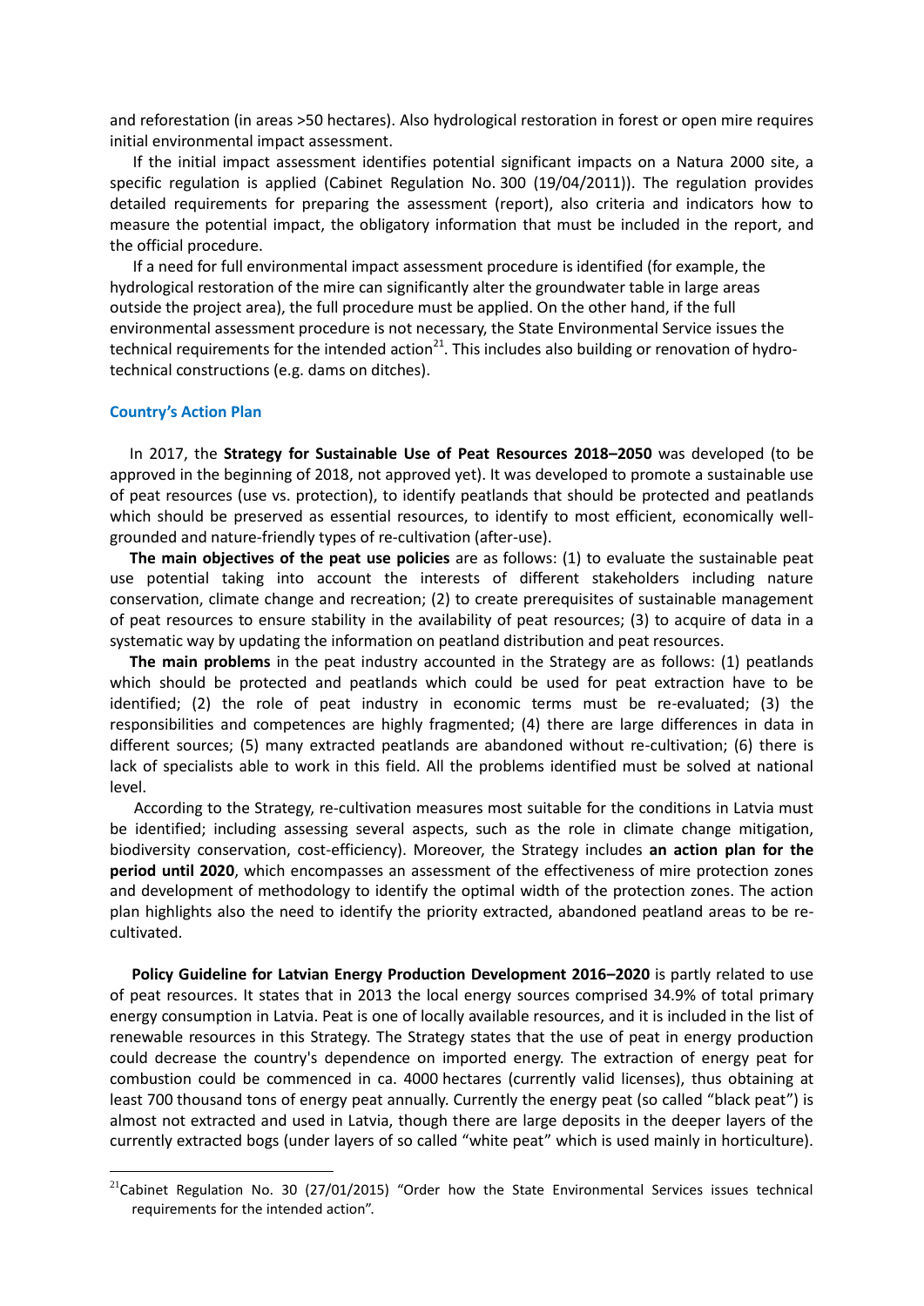and reforestation (in areas >50 hectares). Also hydrological restoration in forest or open mire requires initial environmental impact assessment.

If the initial impact assessment identifies potential significant impacts on a Natura 2000 site, a specific regulation is applied (Cabinet Regulation No. 300 (19/04/2011)). The regulation provides detailed requirements for preparing the assessment (report), also criteria and indicators how to measure the potential impact, the obligatory information that must be included in the report, and the official procedure.

If a need for full environmental impact assessment procedure is identified (for example, the hydrological restoration of the mire can significantly alter the groundwater table in large areas outside the project area), the full procedure must be applied. On the other hand, if the full environmental assessment procedure is not necessary, the State Environmental Service issues the technical requirements for the intended action[21]. This includes also building or renovation of hydro-technical constructions (e.g. dams on ditches).

### Country's Action Plan

In 2017, the **Strategy for Sustainable Use of Peat Resources 2018–2050** was developed (to be approved in the beginning of 2018, not approved yet). It was developed to promote a sustainable use of peat resources (use vs. protection), to identify peatlands that should be protected and peatlands which should be preserved as essential resources, to identify to most efficient, economically well-grounded and nature-friendly types of re-cultivation (after-use).

**The main objectives of the peat use policies** are as follows: (1) to evaluate the sustainable peat use potential taking into account the interests of different stakeholders including nature conservation, climate change and recreation; (2) to create prerequisites of sustainable management of peat resources to ensure stability in the availability of peat resources; (3) to acquire of data in a systematic way by updating the information on peatland distribution and peat resources.

**The main problems** in the peat industry accounted in the Strategy are as follows: (1) peatlands which should be protected and peatlands which could be used for peat extraction have to be identified; (2) the role of peat industry in economic terms must be re-evaluated; (3) the responsibilities and competences are highly fragmented; (4) there are large differences in data in different sources; (5) many extracted peatlands are abandoned without re-cultivation; (6) there is lack of specialists able to work in this field. All the problems identified must be solved at national level.

According to the Strategy, re-cultivation measures most suitable for the conditions in Latvia must be identified; including assessing several aspects, such as the role in climate change mitigation, biodiversity conservation, cost-efficiency). Moreover, the Strategy includes **an action plan for the period until 2020**, which encompasses an assessment of the effectiveness of mire protection zones and development of methodology to identify the optimal width of the protection zones. The action plan highlights also the need to identify the priority extracted, abandoned peatland areas to be re-cultivated.

**Policy Guideline for Latvian Energy Production Development 2016–2020** is partly related to use of peat resources. It states that in 2013 the local energy sources comprised 34.9% of total primary energy consumption in Latvia. Peat is one of locally available resources, and it is included in the list of renewable resources in this Strategy. The Strategy states that the use of peat in energy production could decrease the country's dependence on imported energy. The extraction of energy peat for combustion could be commenced in ca. 4000 hectares (currently valid licenses), thus obtaining at least 700 thousand tons of energy peat annually. Currently the energy peat (so called "black peat") is almost not extracted and used in Latvia, though there are large deposits in the deeper layers of the currently extracted bogs (under layers of so called "white peat" which is used mainly in horticulture).

---

[21] Cabinet Regulation No. 30 (27/01/2015) "Order how the State Environmental Services issues technical requirements for the intended action".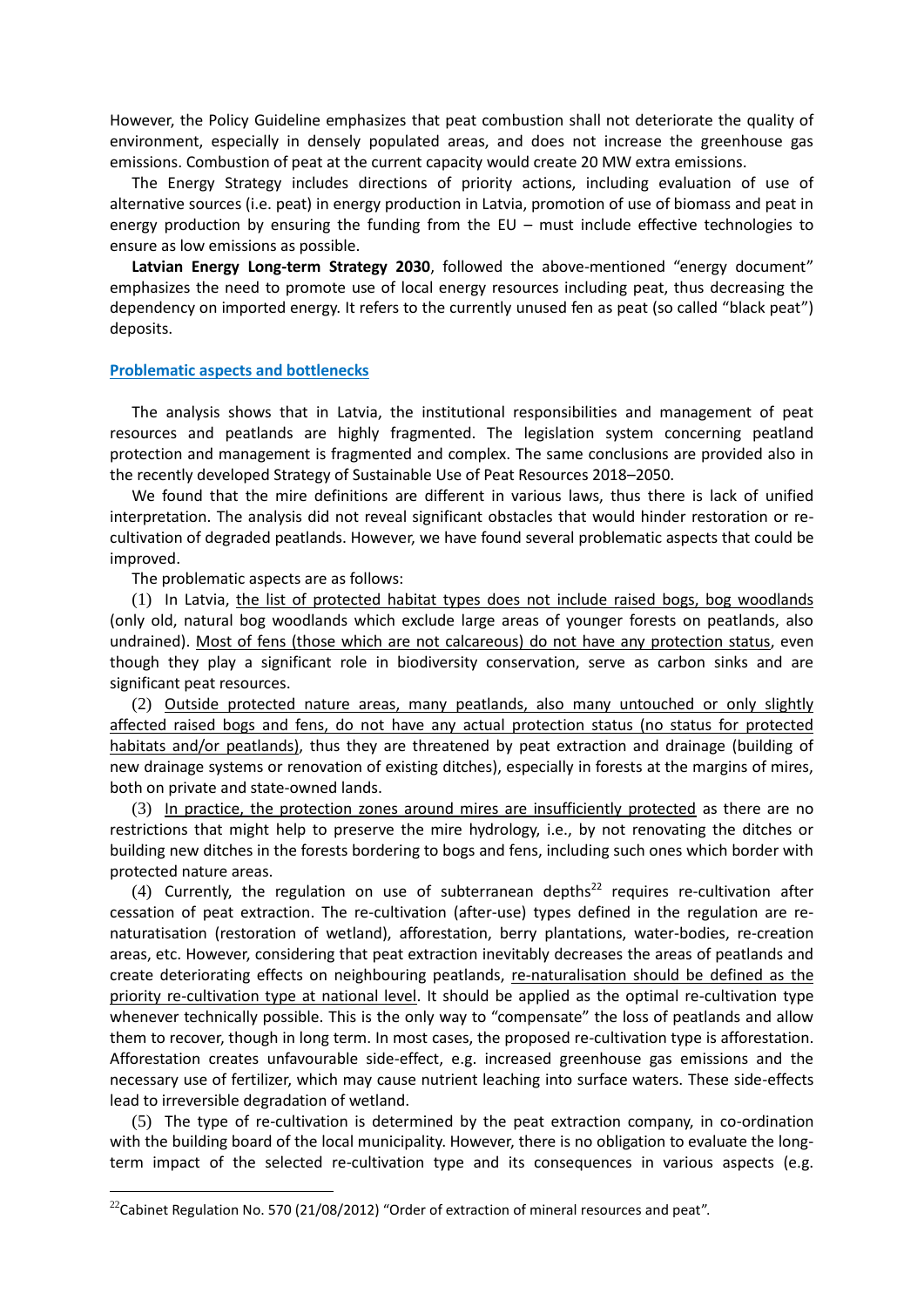However, the Policy Guideline emphasizes that peat combustion shall not deteriorate the quality of environment, especially in densely populated areas, and does not increase the greenhouse gas emissions. Combustion of peat at the current capacity would create 20 MW extra emissions.

The Energy Strategy includes directions of priority actions, including evaluation of use of alternative sources (i.e. peat) in energy production in Latvia, promotion of use of biomass and peat in energy production by ensuring the funding from the EU – must include effective technologies to ensure as low emissions as possible.

**Latvian Energy Long-term Strategy 2030**, followed the above-mentioned "energy document" emphasizes the need to promote use of local energy resources including peat, thus decreasing the dependency on imported energy. It refers to the currently unused fen as peat (so called "black peat") deposits.

## Problematic aspects and bottlenecks

The analysis shows that in Latvia, the institutional responsibilities and management of peat resources and peatlands are highly fragmented. The legislation system concerning peatland protection and management is fragmented and complex. The same conclusions are provided also in the recently developed Strategy of Sustainable Use of Peat Resources 2018–2050.

We found that the mire definitions are different in various laws, thus there is lack of unified interpretation. The analysis did not reveal significant obstacles that would hinder restoration or re-cultivation of degraded peatlands. However, we have found several problematic aspects that could be improved.

The problematic aspects are as follows:

(1) In Latvia, the list of protected habitat types does not include raised bogs, bog woodlands (only old, natural bog woodlands which exclude large areas of younger forests on peatlands, also undrained). Most of fens (those which are not calcareous) do not have any protection status, even though they play a significant role in biodiversity conservation, serve as carbon sinks and are significant peat resources.

(2) Outside protected nature areas, many peatlands, also many untouched or only slightly affected raised bogs and fens, do not have any actual protection status (no status for protected habitats and/or peatlands), thus they are threatened by peat extraction and drainage (building of new drainage systems or renovation of existing ditches), especially in forests at the margins of mires, both on private and state-owned lands.

(3) In practice, the protection zones around mires are insufficiently protected as there are no restrictions that might help to preserve the mire hydrology, i.e., by not renovating the ditches or building new ditches in the forests bordering to bogs and fens, including such ones which border with protected nature areas.

(4) Currently, the regulation on use of subterranean depths[22] requires re-cultivation after cessation of peat extraction. The re-cultivation (after-use) types defined in the regulation are re-naturatisation (restoration of wetland), afforestation, berry plantations, water-bodies, re-creation areas, etc. However, considering that peat extraction inevitably decreases the areas of peatlands and create deteriorating effects on neighbouring peatlands, re-naturalisation should be defined as the priority re-cultivation type at national level. It should be applied as the optimal re-cultivation type whenever technically possible. This is the only way to "compensate" the loss of peatlands and allow them to recover, though in long term. In most cases, the proposed re-cultivation type is afforestation. Afforestation creates unfavourable side-effect, e.g. increased greenhouse gas emissions and the necessary use of fertilizer, which may cause nutrient leaching into surface waters. These side-effects lead to irreversible degradation of wetland.

(5) The type of re-cultivation is determined by the peat extraction company, in co-ordination with the building board of the local municipality. However, there is no obligation to evaluate the long-term impact of the selected re-cultivation type and its consequences in various aspects (e.g.

[22] Cabinet Regulation No. 570 (21/08/2012) "Order of extraction of mineral resources and peat".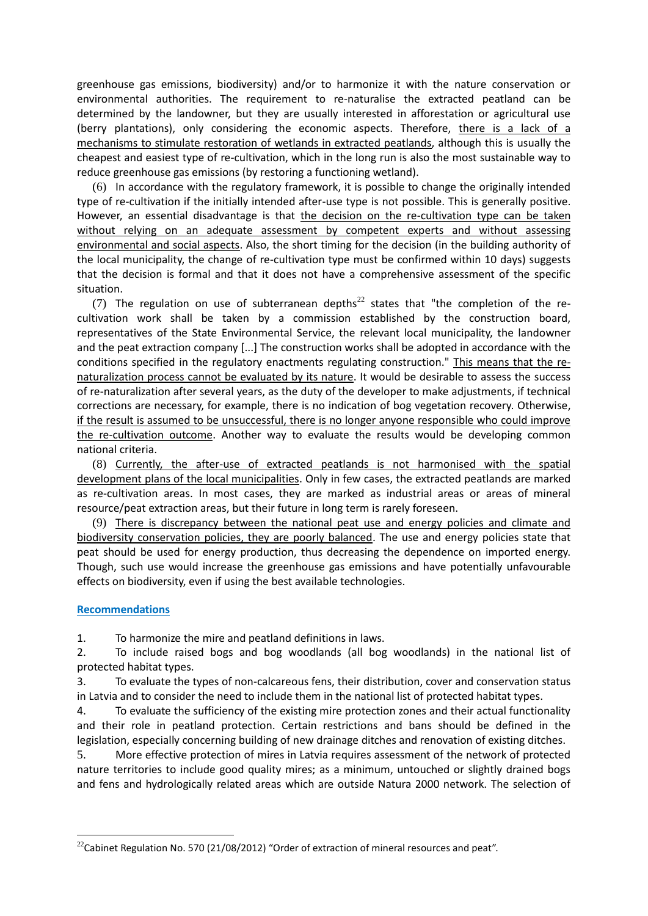greenhouse gas emissions, biodiversity) and/or to harmonize it with the nature conservation or environmental authorities. The requirement to re-naturalise the extracted peatland can be determined by the landowner, but they are usually interested in afforestation or agricultural use (berry plantations), only considering the economic aspects. Therefore, there is a lack of a mechanisms to stimulate restoration of wetlands in extracted peatlands, although this is usually the cheapest and easiest type of re-cultivation, which in the long run is also the most sustainable way to reduce greenhouse gas emissions (by restoring a functioning wetland).

(6) In accordance with the regulatory framework, it is possible to change the originally intended type of re-cultivation if the initially intended after-use type is not possible. This is generally positive. However, an essential disadvantage is that the decision on the re-cultivation type can be taken without relying on an adequate assessment by competent experts and without assessing environmental and social aspects. Also, the short timing for the decision (in the building authority of the local municipality, the change of re-cultivation type must be confirmed within 10 days) suggests that the decision is formal and that it does not have a comprehensive assessment of the specific situation.

(7) The regulation on use of subterranean depths[22] states that "the completion of the re-cultivation work shall be taken by a commission established by the construction board, representatives of the State Environmental Service, the relevant local municipality, the landowner and the peat extraction company [...] The construction works shall be adopted in accordance with the conditions specified in the regulatory enactments regulating construction." This means that the re-naturalization process cannot be evaluated by its nature. It would be desirable to assess the success of re-naturalization after several years, as the duty of the developer to make adjustments, if technical corrections are necessary, for example, there is no indication of bog vegetation recovery. Otherwise, if the result is assumed to be unsuccessful, there is no longer anyone responsible who could improve the re-cultivation outcome. Another way to evaluate the results would be developing common national criteria.

(8) Currently, the after-use of extracted peatlands is not harmonised with the spatial development plans of the local municipalities. Only in few cases, the extracted peatlands are marked as re-cultivation areas. In most cases, they are marked as industrial areas or areas of mineral resource/peat extraction areas, but their future in long term is rarely foreseen.

(9) There is discrepancy between the national peat use and energy policies and climate and biodiversity conservation policies, they are poorly balanced. The use and energy policies state that peat should be used for energy production, thus decreasing the dependence on imported energy. Though, such use would increase the greenhouse gas emissions and have potentially unfavourable effects on biodiversity, even if using the best available technologies.

### Recommendations

1. To harmonize the mire and peatland definitions in laws.
2. To include raised bogs and bog woodlands (all bog woodlands) in the national list of protected habitat types.
3. To evaluate the types of non-calcareous fens, their distribution, cover and conservation status in Latvia and to consider the need to include them in the national list of protected habitat types.
4. To evaluate the sufficiency of the existing mire protection zones and their actual functionality and their role in peatland protection. Certain restrictions and bans should be defined in the legislation, especially concerning building of new drainage ditches and renovation of existing ditches.
5. More effective protection of mires in Latvia requires assessment of the network of protected nature territories to include good quality mires; as a minimum, untouched or slightly drained bogs and fens and hydrologically related areas which are outside Natura 2000 network. The selection of

[22] Cabinet Regulation No. 570 (21/08/2012) "Order of extraction of mineral resources and peat".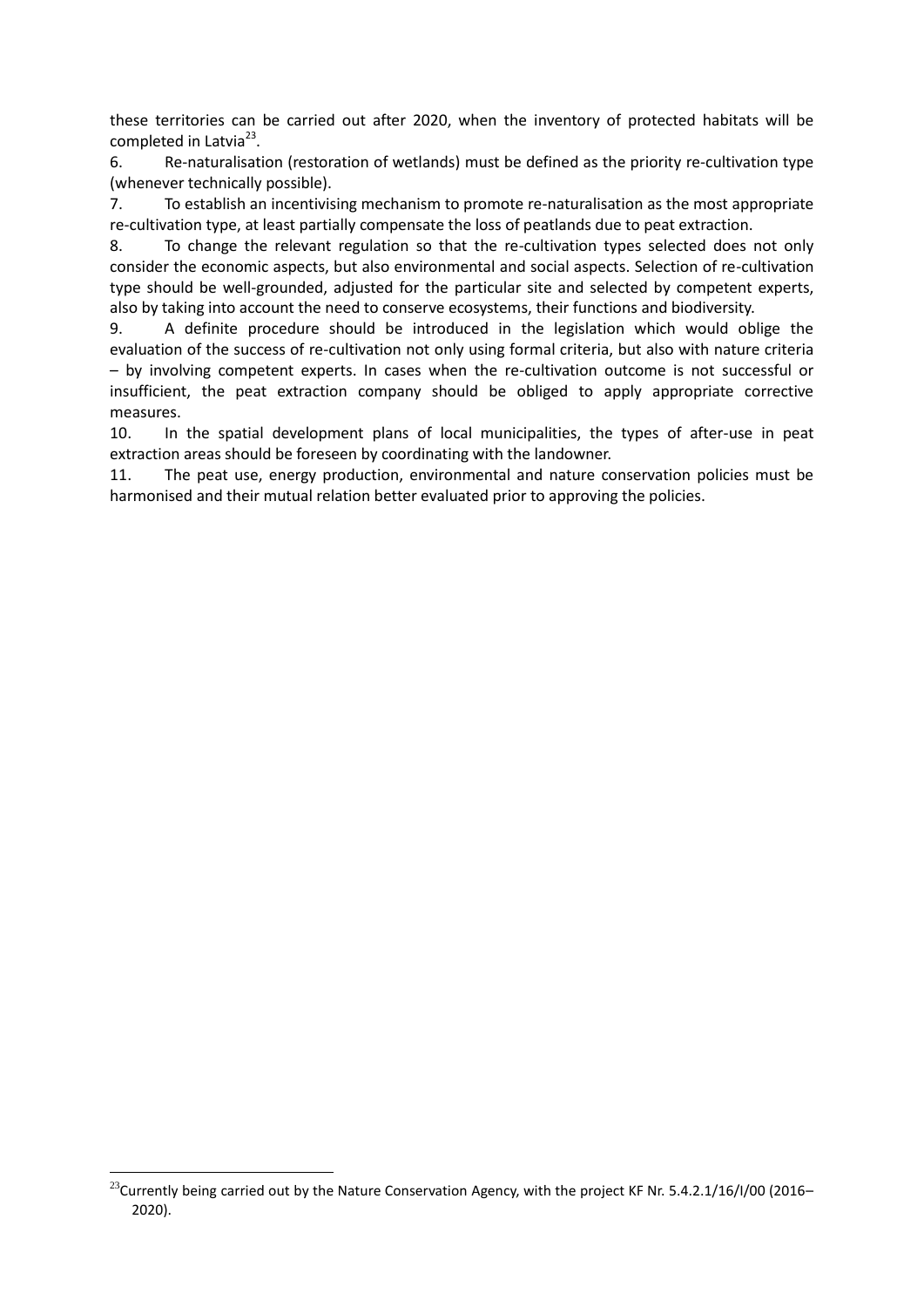these territories can be carried out after 2020, when the inventory of protected habitats will be completed in Latvia[23].

6. Re-naturalisation (restoration of wetlands) must be defined as the priority re-cultivation type (whenever technically possible).

7. To establish an incentivising mechanism to promote re-naturalisation as the most appropriate re-cultivation type, at least partially compensate the loss of peatlands due to peat extraction.

8. To change the relevant regulation so that the re-cultivation types selected does not only consider the economic aspects, but also environmental and social aspects. Selection of re-cultivation type should be well-grounded, adjusted for the particular site and selected by competent experts, also by taking into account the need to conserve ecosystems, their functions and biodiversity.

9. A definite procedure should be introduced in the legislation which would oblige the evaluation of the success of re-cultivation not only using formal criteria, but also with nature criteria – by involving competent experts. In cases when the re-cultivation outcome is not successful or insufficient, the peat extraction company should be obliged to apply appropriate corrective measures.

10. In the spatial development plans of local municipalities, the types of after-use in peat extraction areas should be foreseen by coordinating with the landowner.

11. The peat use, energy production, environmental and nature conservation policies must be harmonised and their mutual relation better evaluated prior to approving the policies.

[23]Currently being carried out by the Nature Conservation Agency, with the project KF Nr. 5.4.2.1/16/I/00 (2016–2020).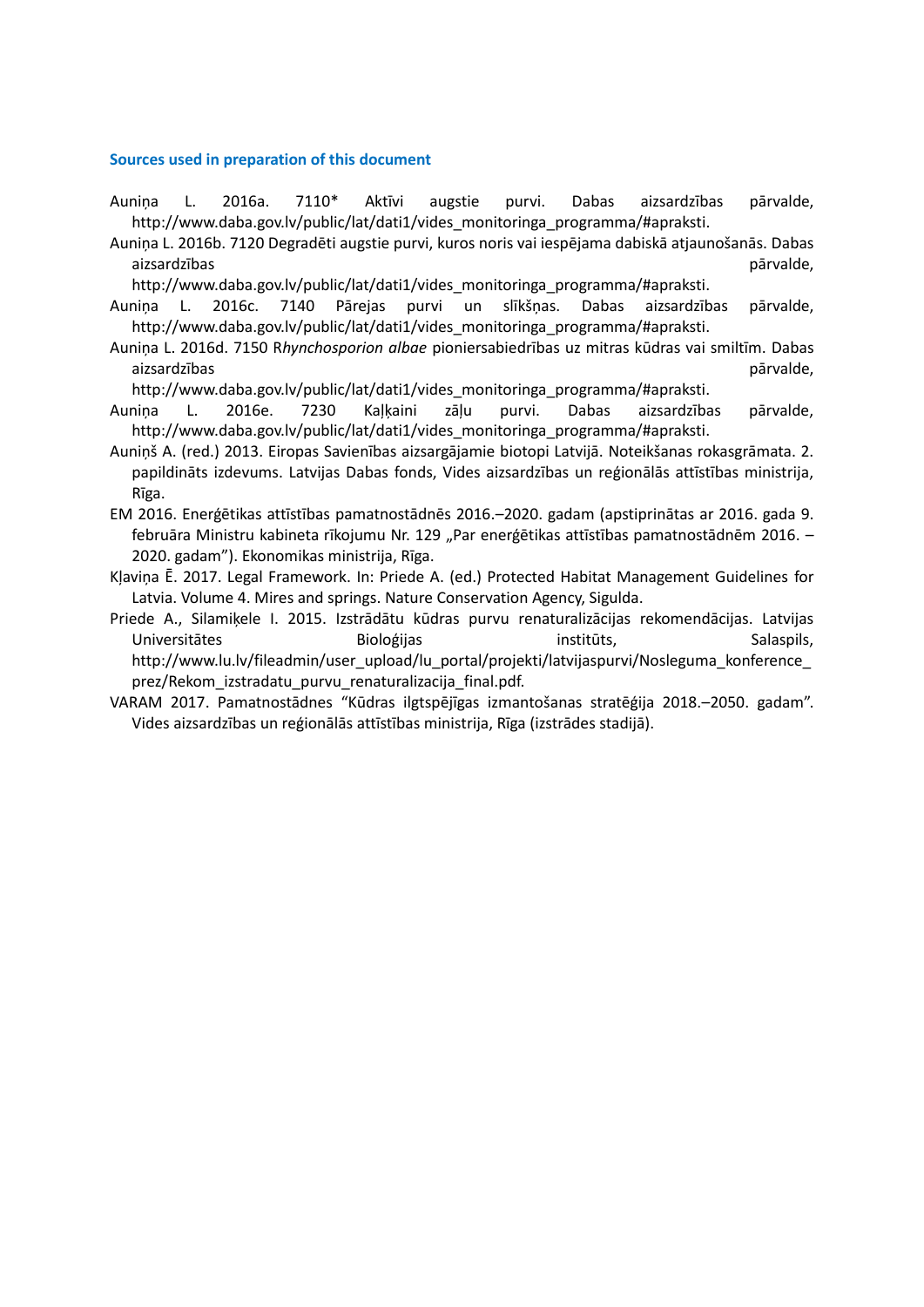## Sources used in preparation of this document

Auniņa L. 2016a. 7110* Aktīvi augstie purvi. Dabas aizsardzības pārvalde, http://www.daba.gov.lv/public/lat/dati1/vides_monitoringa_programma/#apraksti.

Auniņa L. 2016b. 7120 Degradēti augstie purvi, kuros noris vai iespējama dabiskā atjaunošanās. Dabas aizsardzības pārvalde, http://www.daba.gov.lv/public/lat/dati1/vides_monitoringa_programma/#apraksti.

Auniņa L. 2016c. 7140 Pārejas purvi un slīkšņas. Dabas aizsardzības pārvalde, http://www.daba.gov.lv/public/lat/dati1/vides_monitoringa_programma/#apraksti.

Auniņa L. 2016d. 7150 R*hynchosporion albae* pioniersabiedrības uz mitras kūdras vai smiltīm. Dabas aizsardzības pārvalde, http://www.daba.gov.lv/public/lat/dati1/vides_monitoringa_programma/#apraksti.

Auniņa L. 2016e. 7230 Kaļķaini zāļu purvi. Dabas aizsardzības pārvalde, http://www.daba.gov.lv/public/lat/dati1/vides_monitoringa_programma/#apraksti.

Auniņš A. (red.) 2013. Eiropas Savienības aizsargājamie biotopi Latvijā. Noteikšanas rokasgrāmata. 2. papildināts izdevums. Latvijas Dabas fonds, Vides aizsardzības un reģionālās attīstības ministrija, Rīga.

EM 2016. Enerģētikas attīstības pamatnostādnēs 2016.–2020. gadam (apstiprinātas ar 2016. gada 9. februāra Ministru kabineta rīkojumu Nr. 129 „Par enerģētikas attīstības pamatnostādnēm 2016. – 2020. gadam"). Ekonomikas ministrija, Rīga.

Kļaviņa Ē. 2017. Legal Framework. In: Priede A. (ed.) Protected Habitat Management Guidelines for Latvia. Volume 4. Mires and springs. Nature Conservation Agency, Sigulda.

Priede A., Silamiķele I. 2015. Izstrādātu kūdras purvu renaturalizācijas rekomendācijas. Latvijas Universitātes Bioloģijas institūts, Salaspils, http://www.lu.lv/fileadmin/user_upload/lu_portal/projekti/latvijaspurvi/Nosleguma_konference_prez/Rekom_izstradatu_purvu_renaturalizacija_final.pdf.

VARAM 2017. Pamatnostādnes "Kūdras ilgtspējīgas izmantošanas stratēģija 2018.–2050. gadam". Vides aizsardzības un reģionālās attīstības ministrija, Rīga (izstrādes stadijā).